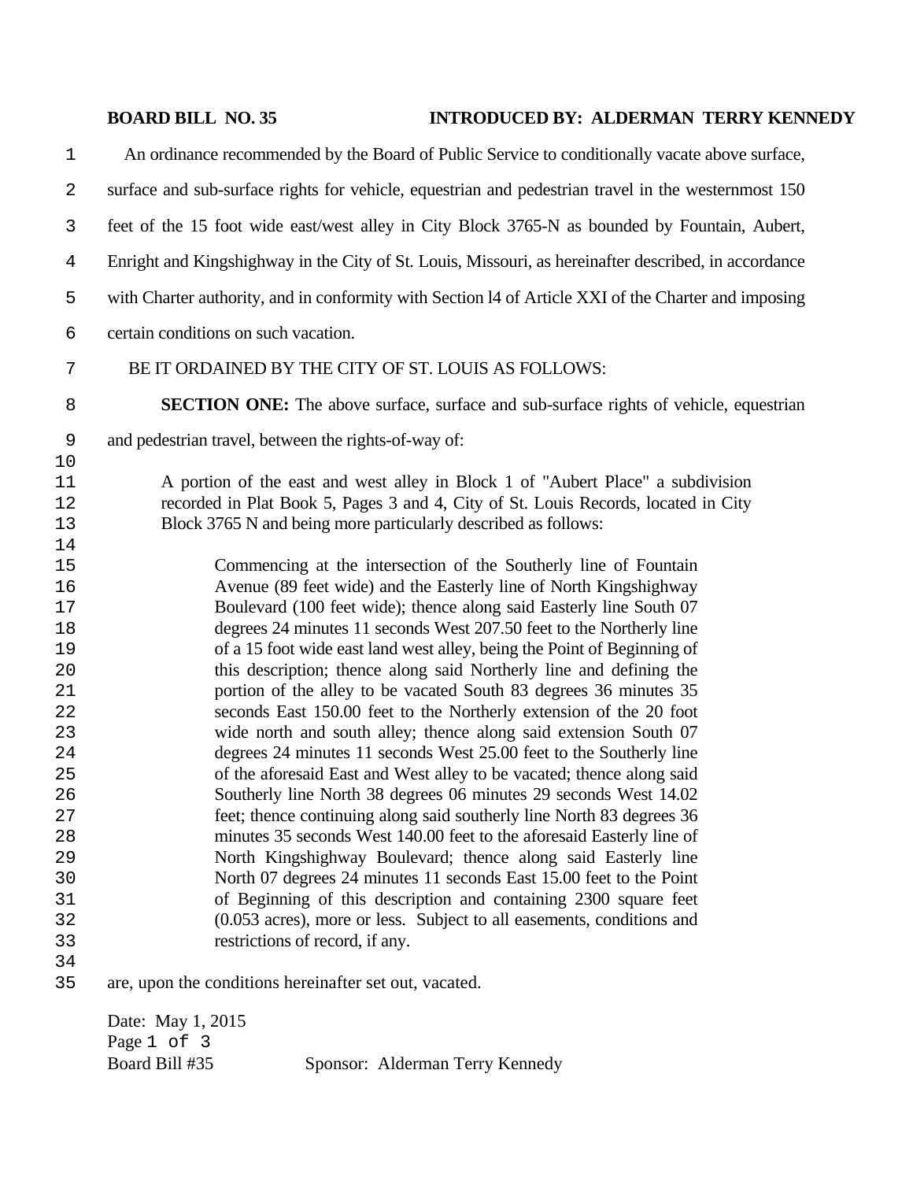**BOARD BILL NO. 35 INTRODUCED BY: ALDERMAN TERRY KENNEDY**

An ordinance recommended by the Board of Public Service to conditionally vacate above surface, surface and sub-surface rights for vehicle, equestrian and pedestrian travel in the westernmost 150 feet of the 15 foot wide east/west alley in City Block 3765-N as bounded by Fountain, Aubert, Enright and Kingshighway in the City of St. Louis, Missouri, as hereinafter described, in accordance with Charter authority, and in conformity with Section l4 of Article XXI of the Charter and imposing certain conditions on such vacation.

BE IT ORDAINED BY THE CITY OF ST. LOUIS AS FOLLOWS:

**SECTION ONE:** The above surface, surface and sub-surface rights of vehicle, equestrian and pedestrian travel, between the rights-of-way of:

> A portion of the east and west alley in Block 1 of "Aubert Place" a subdivision recorded in Plat Book 5, Pages 3 and 4, City of St. Louis Records, located in City Block 3765 N and being more particularly described as follows:
>
> > Commencing at the intersection of the Southerly line of Fountain Avenue (89 feet wide) and the Easterly line of North Kingshighway Boulevard (100 feet wide); thence along said Easterly line South 07 degrees 24 minutes 11 seconds West 207.50 feet to the Northerly line of a 15 foot wide east land west alley, being the Point of Beginning of this description; thence along said Northerly line and defining the portion of the alley to be vacated South 83 degrees 36 minutes 35 seconds East 150.00 feet to the Northerly extension of the 20 foot wide north and south alley; thence along said extension South 07 degrees 24 minutes 11 seconds West 25.00 feet to the Southerly line of the aforesaid East and West alley to be vacated; thence along said Southerly line North 38 degrees 06 minutes 29 seconds West 14.02 feet; thence continuing along said southerly line North 83 degrees 36 minutes 35 seconds West 140.00 feet to the aforesaid Easterly line of North Kingshighway Boulevard; thence along said Easterly line North 07 degrees 24 minutes 11 seconds East 15.00 feet to the Point of Beginning of this description and containing 2300 square feet (0.053 acres), more or less. Subject to all easements, conditions and restrictions of record, if any.

are, upon the conditions hereinafter set out, vacated.

Date: May 1, 2015
Board Bill #35 Sponsor: Alderman Terry Kennedy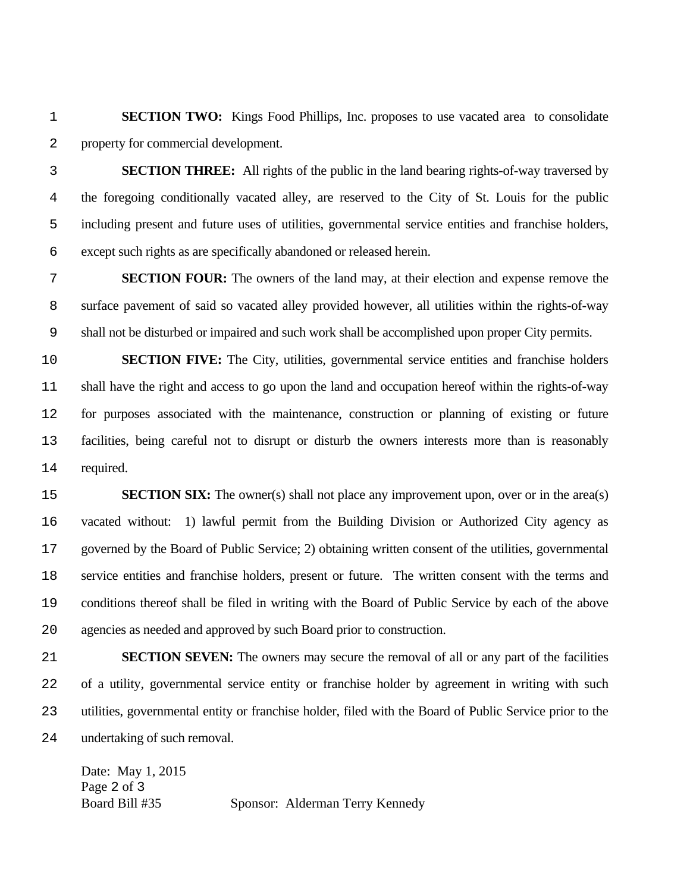**SECTION TWO:** Kings Food Phillips, Inc. proposes to use vacated area to consolidate property for commercial development.

**SECTION THREE:** All rights of the public in the land bearing rights-of-way traversed by the foregoing conditionally vacated alley, are reserved to the City of St. Louis for the public including present and future uses of utilities, governmental service entities and franchise holders, except such rights as are specifically abandoned or released herein.

**SECTION FOUR:** The owners of the land may, at their election and expense remove the surface pavement of said so vacated alley provided however, all utilities within the rights-of-way shall not be disturbed or impaired and such work shall be accomplished upon proper City permits.

**SECTION FIVE:** The City, utilities, governmental service entities and franchise holders shall have the right and access to go upon the land and occupation hereof within the rights-of-way for purposes associated with the maintenance, construction or planning of existing or future facilities, being careful not to disrupt or disturb the owners interests more than is reasonably required.

**SECTION SIX:** The owner(s) shall not place any improvement upon, over or in the area(s) vacated without: 1) lawful permit from the Building Division or Authorized City agency as governed by the Board of Public Service; 2) obtaining written consent of the utilities, governmental service entities and franchise holders, present or future. The written consent with the terms and conditions thereof shall be filed in writing with the Board of Public Service by each of the above agencies as needed and approved by such Board prior to construction.

**SECTION SEVEN:** The owners may secure the removal of all or any part of the facilities of a utility, governmental service entity or franchise holder by agreement in writing with such utilities, governmental entity or franchise holder, filed with the Board of Public Service prior to the undertaking of such removal.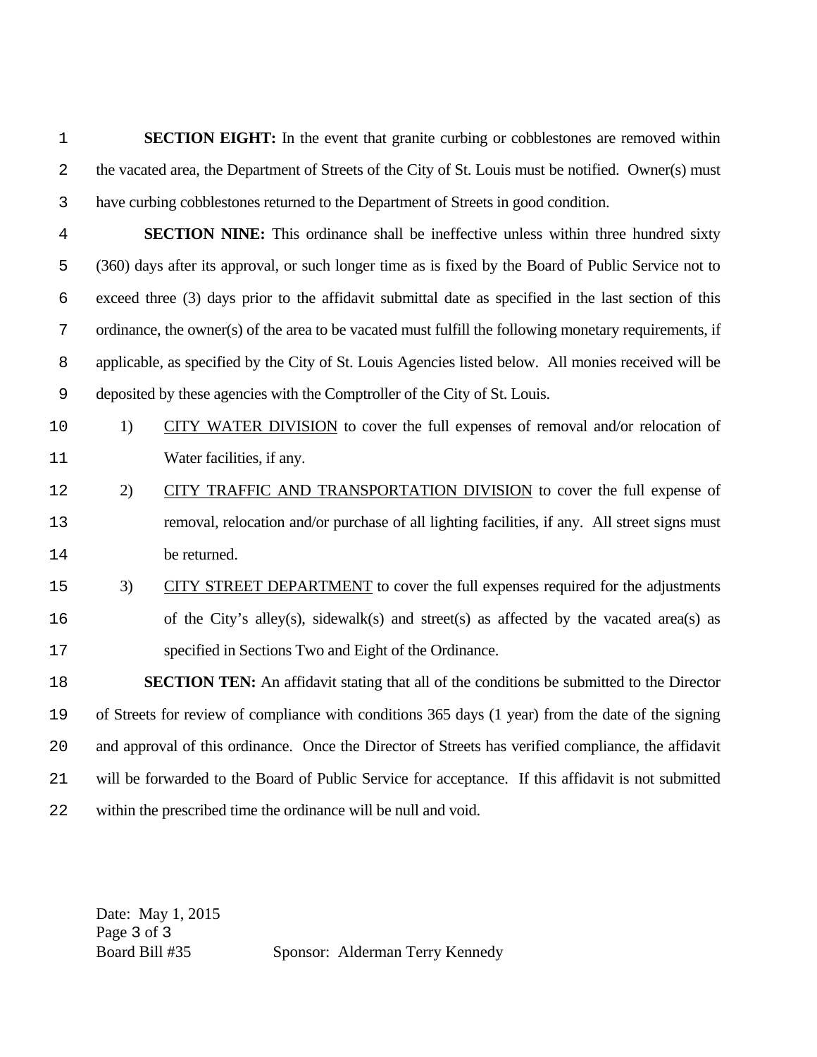**SECTION EIGHT:** In the event that granite curbing or cobblestones are removed within the vacated area, the Department of Streets of the City of St. Louis must be notified. Owner(s) must have curbing cobblestones returned to the Department of Streets in good condition.

**SECTION NINE:** This ordinance shall be ineffective unless within three hundred sixty (360) days after its approval, or such longer time as is fixed by the Board of Public Service not to exceed three (3) days prior to the affidavit submittal date as specified in the last section of this ordinance, the owner(s) of the area to be vacated must fulfill the following monetary requirements, if applicable, as specified by the City of St. Louis Agencies listed below. All monies received will be deposited by these agencies with the Comptroller of the City of St. Louis.

1) <u>CITY WATER DIVISION</u> to cover the full expenses of removal and/or relocation of Water facilities, if any.

2) <u>CITY TRAFFIC AND TRANSPORTATION DIVISION</u> to cover the full expense of removal, relocation and/or purchase of all lighting facilities, if any. All street signs must be returned.

3) <u>CITY STREET DEPARTMENT</u> to cover the full expenses required for the adjustments of the City's alley(s), sidewalk(s) and street(s) as affected by the vacated area(s) as specified in Sections Two and Eight of the Ordinance.

**SECTION TEN:** An affidavit stating that all of the conditions be submitted to the Director of Streets for review of compliance with conditions 365 days (1 year) from the date of the signing and approval of this ordinance. Once the Director of Streets has verified compliance, the affidavit will be forwarded to the Board of Public Service for acceptance. If this affidavit is not submitted within the prescribed time the ordinance will be null and void.

Date: May 1, 2015
Board Bill #35 Sponsor: Alderman Terry Kennedy